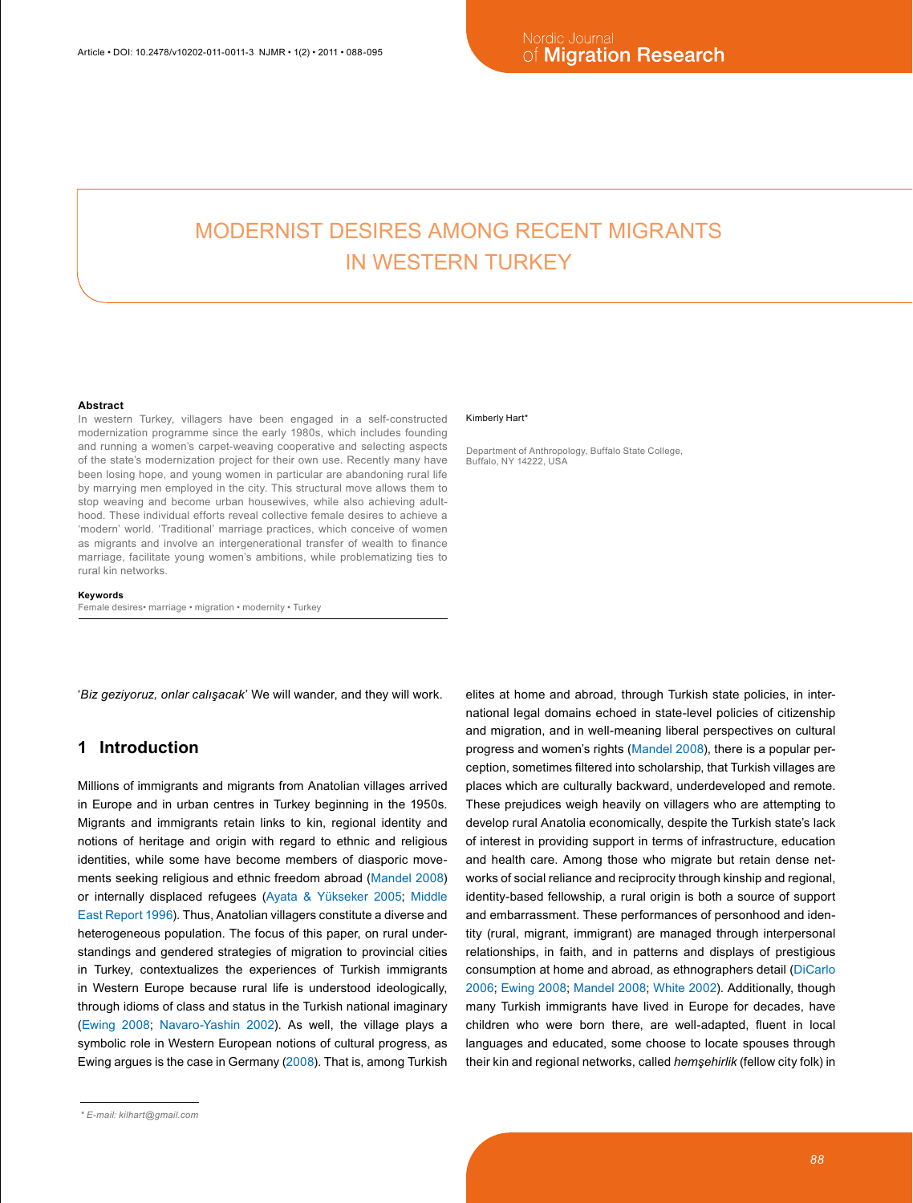# MODERNIST DESIRES AMONG RECENT MIGRANTS IN WESTERN TURKEY

Kimberly Hart*

Department of Anthropology, Buffalo State College, Buffalo, NY 14222, USA

**Abstract**

In western Turkey, villagers have been engaged in a self-constructed modernization programme since the early 1980s, which includes founding and running a women's carpet-weaving cooperative and selecting aspects of the state's modernization project for their own use. Recently many have been losing hope, and young women in particular are abandoning rural life by marrying men employed in the city. This structural move allows them to stop weaving and become urban housewives, while also achieving adulthood. These individual efforts reveal collective female desires to achieve a 'modern' world. 'Traditional' marriage practices, which conceive of women as migrants and involve an intergenerational transfer of wealth to finance marriage, facilitate young women's ambitions, while problematizing ties to rural kin networks.

**Keywords**

Female desires• marriage • migration • modernity • Turkey

'*Biz geziyoruz, onlar calışacak*' We will wander, and they will work.

## 1 Introduction

Millions of immigrants and migrants from Anatolian villages arrived in Europe and in urban centres in Turkey beginning in the 1950s. Migrants and immigrants retain links to kin, regional identity and notions of heritage and origin with regard to ethnic and religious identities, while some have become members of diasporic movements seeking religious and ethnic freedom abroad (Mandel 2008) or internally displaced refugees (Ayata & Yükseker 2005; Middle East Report 1996). Thus, Anatolian villagers constitute a diverse and heterogeneous population. The focus of this paper, on rural understandings and gendered strategies of migration to provincial cities in Turkey, contextualizes the experiences of Turkish immigrants in Western Europe because rural life is understood ideologically, through idioms of class and status in the Turkish national imaginary (Ewing 2008; Navaro-Yashin 2002). As well, the village plays a symbolic role in Western European notions of cultural progress, as Ewing argues is the case in Germany (2008). That is, among Turkish elites at home and abroad, through Turkish state policies, in international legal domains echoed in state-level policies of citizenship and migration, and in well-meaning liberal perspectives on cultural progress and women's rights (Mandel 2008), there is a popular perception, sometimes filtered into scholarship, that Turkish villages are places which are culturally backward, underdeveloped and remote. These prejudices weigh heavily on villagers who are attempting to develop rural Anatolia economically, despite the Turkish state's lack of interest in providing support in terms of infrastructure, education and health care. Among those who migrate but retain dense networks of social reliance and reciprocity through kinship and regional, identity-based fellowship, a rural origin is both a source of support and embarrassment. These performances of personhood and identity (rural, migrant, immigrant) are managed through interpersonal relationships, in faith, and in patterns and displays of prestigious consumption at home and abroad, as ethnographers detail (DiCarlo 2006; Ewing 2008; Mandel 2008; White 2002). Additionally, though many Turkish immigrants have lived in Europe for decades, have children who were born there, are well-adapted, fluent in local languages and educated, some choose to locate spouses through their kin and regional networks, called *hemşehirlik* (fellow city folk) in

\* E-mail: kilhart@gmail.com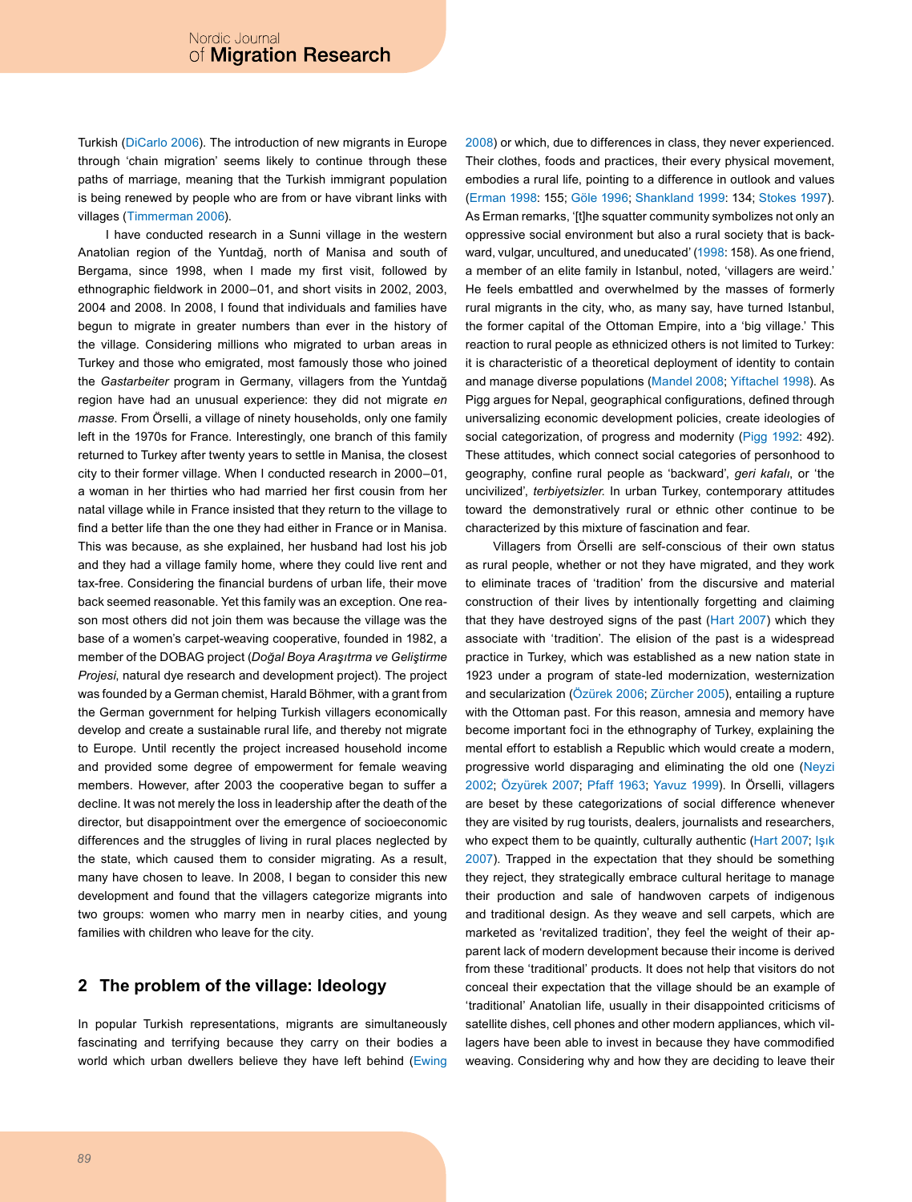Turkish (DiCarlo 2006). The introduction of new migrants in Europe through 'chain migration' seems likely to continue through these paths of marriage, meaning that the Turkish immigrant population is being renewed by people who are from or have vibrant links with villages (Timmerman 2006).

I have conducted research in a Sunni village in the western Anatolian region of the Yuntdağ, north of Manisa and south of Bergama, since 1998, when I made my first visit, followed by ethnographic fieldwork in 2000–01, and short visits in 2002, 2003, 2004 and 2008. In 2008, I found that individuals and families have begun to migrate in greater numbers than ever in the history of the village. Considering millions who migrated to urban areas in Turkey and those who emigrated, most famously those who joined the *Gastarbeiter* program in Germany, villagers from the Yuntdağ region have had an unusual experience: they did not migrate *en masse*. From Örselli, a village of ninety households, only one family left in the 1970s for France. Interestingly, one branch of this family returned to Turkey after twenty years to settle in Manisa, the closest city to their former village. When I conducted research in 2000–01, a woman in her thirties who had married her first cousin from her natal village while in France insisted that they return to the village to find a better life than the one they had either in France or in Manisa. This was because, as she explained, her husband had lost his job and they had a village family home, where they could live rent and tax-free. Considering the financial burdens of urban life, their move back seemed reasonable. Yet this family was an exception. One reason most others did not join them was because the village was the base of a women's carpet-weaving cooperative, founded in 1982, a member of the DOBAG project (*Doğal Boya Araştırma ve Geliştirme Projesi*, natural dye research and development project). The project was founded by a German chemist, Harald Böhmer, with a grant from the German government for helping Turkish villagers economically develop and create a sustainable rural life, and thereby not migrate to Europe. Until recently the project increased household income and provided some degree of empowerment for female weaving members. However, after 2003 the cooperative began to suffer a decline. It was not merely the loss in leadership after the death of the director, but disappointment over the emergence of socioeconomic differences and the struggles of living in rural places neglected by the state, which caused them to consider migrating. As a result, many have chosen to leave. In 2008, I began to consider this new development and found that the villagers categorize migrants into two groups: women who marry men in nearby cities, and young families with children who leave for the city.

## 2 The problem of the village: Ideology

In popular Turkish representations, migrants are simultaneously fascinating and terrifying because they carry on their bodies a world which urban dwellers believe they have left behind (Ewing 2008) or which, due to differences in class, they never experienced. Their clothes, foods and practices, their every physical movement, embodies a rural life, pointing to a difference in outlook and values (Erman 1998: 155; Göle 1996; Shankland 1999: 134; Stokes 1997). As Erman remarks, '[t]he squatter community symbolizes not only an oppressive social environment but also a rural society that is backward, vulgar, uncultured, and uneducated' (1998: 158). As one friend, a member of an elite family in Istanbul, noted, 'villagers are weird.' He feels embattled and overwhelmed by the masses of formerly rural migrants in the city, who, as many say, have turned Istanbul, the former capital of the Ottoman Empire, into a 'big village.' This reaction to rural people as ethnicized others is not limited to Turkey: it is characteristic of a theoretical deployment of identity to contain and manage diverse populations (Mandel 2008; Yiftachel 1998). As Pigg argues for Nepal, geographical configurations, defined through universalizing economic development policies, create ideologies of social categorization, of progress and modernity (Pigg 1992: 492). These attitudes, which connect social categories of personhood to geography, confine rural people as 'backward', *geri kafalı*, or 'the uncivilized', *terbiyetsizler*. In urban Turkey, contemporary attitudes toward the demonstratively rural or ethnic other continue to be characterized by this mixture of fascination and fear.

Villagers from Örselli are self-conscious of their own status as rural people, whether or not they have migrated, and they work to eliminate traces of 'tradition' from the discursive and material construction of their lives by intentionally forgetting and claiming that they have destroyed signs of the past (Hart 2007) which they associate with 'tradition'. The elision of the past is a widespread practice in Turkey, which was established as a new nation state in 1923 under a program of state-led modernization, westernization and secularization (Özürek 2006; Zürcher 2005), entailing a rupture with the Ottoman past. For this reason, amnesia and memory have become important foci in the ethnography of Turkey, explaining the mental effort to establish a Republic which would create a modern, progressive world disparaging and eliminating the old one (Neyzi 2002; Özyürek 2007; Pfaff 1963; Yavuz 1999). In Örselli, villagers are beset by these categorizations of social difference whenever they are visited by rug tourists, dealers, journalists and researchers, who expect them to be quaintly, culturally authentic (Hart 2007; Işık 2007). Trapped in the expectation that they should be something they reject, they strategically embrace cultural heritage to manage their production and sale of handwoven carpets of indigenous and traditional design. As they weave and sell carpets, which are marketed as 'revitalized tradition', they feel the weight of their apparent lack of modern development because their income is derived from these 'traditional' products. It does not help that visitors do not conceal their expectation that the village should be an example of 'traditional' Anatolian life, usually in their disappointed criticisms of satellite dishes, cell phones and other modern appliances, which villagers have been able to invest in because they have commodified weaving. Considering why and how they are deciding to leave their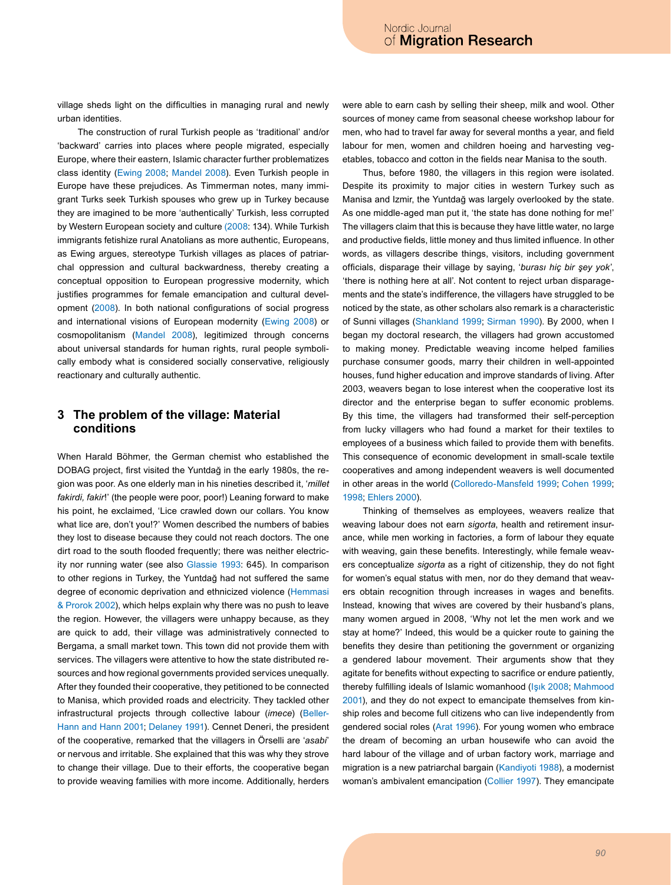village sheds light on the difficulties in managing rural and newly urban identities.

The construction of rural Turkish people as 'traditional' and/or 'backward' carries into places where people migrated, especially Europe, where their eastern, Islamic character further problematizes class identity (Ewing 2008; Mandel 2008). Even Turkish people in Europe have these prejudices. As Timmerman notes, many immigrant Turks seek Turkish spouses who grew up in Turkey because they are imagined to be more 'authentically' Turkish, less corrupted by Western European society and culture (2008: 134). While Turkish immigrants fetishize rural Anatolians as more authentic, Europeans, as Ewing argues, stereotype Turkish villages as places of patriarchal oppression and cultural backwardness, thereby creating a conceptual opposition to European progressive modernity, which justifies programmes for female emancipation and cultural development (2008). In both national configurations of social progress and international visions of European modernity (Ewing 2008) or cosmopolitanism (Mandel 2008), legitimized through concerns about universal standards for human rights, rural people symbolically embody what is considered socially conservative, religiously reactionary and culturally authentic.

## 3 The problem of the village: Material conditions

When Harald Böhmer, the German chemist who established the DOBAG project, first visited the Yuntdağ in the early 1980s, the region was poor. As one elderly man in his nineties described it, '*millet fakirdi, fakir*!' (the people were poor, poor!) Leaning forward to make his point, he exclaimed, 'Lice crawled down our collars. You know what lice are, don't you!?' Women described the numbers of babies they lost to disease because they could not reach doctors. The one dirt road to the south flooded frequently; there was neither electricity nor running water (see also Glassie 1993: 645). In comparison to other regions in Turkey, the Yuntdağ had not suffered the same degree of economic deprivation and ethnicized violence (Hemmasi & Prorok 2002), which helps explain why there was no push to leave the region. However, the villagers were unhappy because, as they are quick to add, their village was administratively connected to Bergama, a small market town. This town did not provide them with services. The villagers were attentive to how the state distributed resources and how regional governments provided services unequally. After they founded their cooperative, they petitioned to be connected to Manisa, which provided roads and electricity. They tackled other infrastructural projects through collective labour (*imece*) (Beller-Hann and Hann 2001; Delaney 1991). Cennet Deneri, the president of the cooperative, remarked that the villagers in Örselli are '*asabi*' or nervous and irritable. She explained that this was why they strove to change their village. Due to their efforts, the cooperative began to provide weaving families with more income. Additionally, herders were able to earn cash by selling their sheep, milk and wool. Other sources of money came from seasonal cheese workshop labour for men, who had to travel far away for several months a year, and field labour for men, women and children hoeing and harvesting vegetables, tobacco and cotton in the fields near Manisa to the south.

Thus, before 1980, the villagers in this region were isolated. Despite its proximity to major cities in western Turkey such as Manisa and Izmir, the Yuntdağ was largely overlooked by the state. As one middle-aged man put it, 'the state has done nothing for me!' The villagers claim that this is because they have little water, no large and productive fields, little money and thus limited influence. In other words, as villagers describe things, visitors, including government officials, disparage their village by saying, '*burası hiç bir şey yok*', 'there is nothing here at all'. Not content to reject urban disparagements and the state's indifference, the villagers have struggled to be noticed by the state, as other scholars also remark is a characteristic of Sunni villages (Shankland 1999; Sirman 1990). By 2000, when I began my doctoral research, the villagers had grown accustomed to making money. Predictable weaving income helped families purchase consumer goods, marry their children in well-appointed houses, fund higher education and improve standards of living. After 2003, weavers began to lose interest when the cooperative lost its director and the enterprise began to suffer economic problems. By this time, the villagers had transformed their self-perception from lucky villagers who had found a market for their textiles to employees of a business which failed to provide them with benefits. This consequence of economic development in small-scale textile cooperatives and among independent weavers is well documented in other areas in the world (Colloredo-Mansfeld 1999; Cohen 1999; 1998; Ehlers 2000).

Thinking of themselves as employees, weavers realize that weaving labour does not earn *sigorta*, health and retirement insurance, while men working in factories, a form of labour they equate with weaving, gain these benefits. Interestingly, while female weavers conceptualize *sigorta* as a right of citizenship, they do not fight for women's equal status with men, nor do they demand that weavers obtain recognition through increases in wages and benefits. Instead, knowing that wives are covered by their husband's plans, many women argued in 2008, 'Why not let the men work and we stay at home?' Indeed, this would be a quicker route to gaining the benefits they desire than petitioning the government or organizing a gendered labour movement. Their arguments show that they agitate for benefits without expecting to sacrifice or endure patiently, thereby fulfilling ideals of Islamic womanhood (Işık 2008; Mahmood 2001), and they do not expect to emancipate themselves from kinship roles and become full citizens who can live independently from gendered social roles (Arat 1996). For young women who embrace the dream of becoming an urban housewife who can avoid the hard labour of the village and of urban factory work, marriage and migration is a new patriarchal bargain (Kandiyoti 1988), a modernist woman's ambivalent emancipation (Collier 1997). They emancipate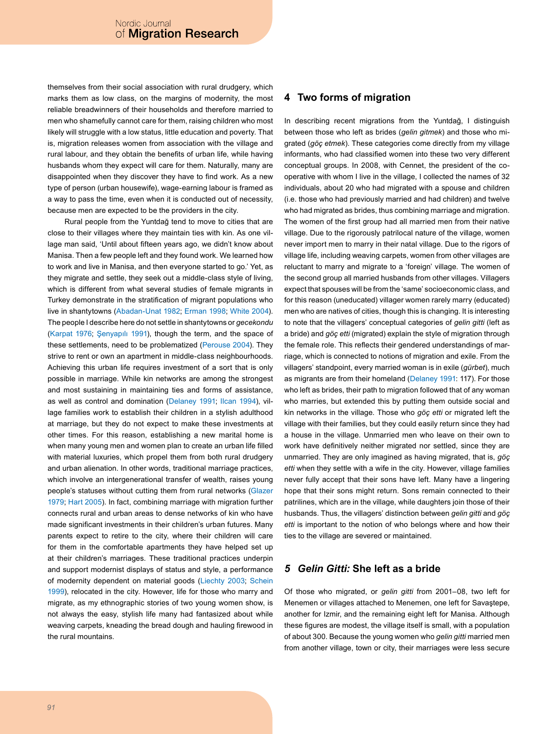themselves from their social association with rural drudgery, which marks them as low class, on the margins of modernity, the most reliable breadwinners of their households and therefore married to men who shamefully cannot care for them, raising children who most likely will struggle with a low status, little education and poverty. That is, migration releases women from association with the village and rural labour, and they obtain the benefits of urban life, while having husbands whom they expect will care for them. Naturally, many are disappointed when they discover they have to find work. As a new type of person (urban housewife), wage-earning labour is framed as a way to pass the time, even when it is conducted out of necessity, because men are expected to be the providers in the city.

Rural people from the Yuntdağ tend to move to cities that are close to their villages where they maintain ties with kin. As one village man said, 'Until about fifteen years ago, we didn't know about Manisa. Then a few people left and they found work. We learned how to work and live in Manisa, and then everyone started to go.' Yet, as they migrate and settle, they seek out a middle-class style of living, which is different from what several studies of female migrants in Turkey demonstrate in the stratification of migrant populations who live in shantytowns (Abadan-Unat 1982; Erman 1998; White 2004). The people I describe here do not settle in shantytowns or *gecekondu* (Karpat 1976; Şenyapılı 1991), though the term, and the space of these settlements, need to be problematized (Perouse 2004). They strive to rent or own an apartment in middle-class neighbourhoods. Achieving this urban life requires investment of a sort that is only possible in marriage. While kin networks are among the strongest and most sustaining in maintaining ties and forms of assistance, as well as control and domination (Delaney 1991; Ilcan 1994), village families work to establish their children in a stylish adulthood at marriage, but they do not expect to make these investments at other times. For this reason, establishing a new marital home is when many young men and women plan to create an urban life filled with material luxuries, which propel them from both rural drudgery and urban alienation. In other words, traditional marriage practices, which involve an intergenerational transfer of wealth, raises young people's statuses without cutting them from rural networks (Glazer 1979; Hart 2005). In fact, combining marriage with migration further connects rural and urban areas to dense networks of kin who have made significant investments in their children's urban futures. Many parents expect to retire to the city, where their children will care for them in the comfortable apartments they have helped set up at their children's marriages. These traditional practices underpin and support modernist displays of status and style, a performance of modernity dependent on material goods (Liechty 2003; Schein 1999), relocated in the city. However, life for those who marry and migrate, as my ethnographic stories of two young women show, is not always the easy, stylish life many had fantasized about while weaving carpets, kneading the bread dough and hauling firewood in the rural mountains.

## 4 Two forms of migration

In describing recent migrations from the Yuntdağ, I distinguish between those who left as brides (*gelin gitmek*) and those who migrated (*göç etmek*). These categories come directly from my village informants, who had classified women into these two very different conceptual groups. In 2008, with Cennet, the president of the cooperative with whom I live in the village, I collected the names of 32 individuals, about 20 who had migrated with a spouse and children (i.e. those who had previously married and had children) and twelve who had migrated as brides, thus combining marriage and migration. The women of the first group had all married men from their native village. Due to the rigorously patrilocal nature of the village, women never import men to marry in their natal village. Due to the rigors of village life, including weaving carpets, women from other villages are reluctant to marry and migrate to a 'foreign' village. The women of the second group all married husbands from other villages. Villagers expect that spouses will be from the 'same' socioeconomic class, and for this reason (uneducated) villager women rarely marry (educated) men who are natives of cities, though this is changing. It is interesting to note that the villagers' conceptual categories of *gelin gitti* (left as a bride) and *göç etti* (migrated) explain the style of migration through the female role. This reflects their gendered understandings of marriage, which is connected to notions of migration and exile. From the villagers' standpoint, every married woman is in exile (*gürbet*), much as migrants are from their homeland (Delaney 1991: 117). For those who left as brides, their path to migration followed that of any woman who marries, but extended this by putting them outside social and kin networks in the village. Those who *göç etti* or migrated left the village with their families, but they could easily return since they had a house in the village. Unmarried men who leave on their own to work have definitively neither migrated nor settled, since they are unmarried. They are only imagined as having migrated, that is, *göç etti* when they settle with a wife in the city. However, village families never fully accept that their sons have left. Many have a lingering hope that their sons might return. Sons remain connected to their patrilines, which are in the village, while daughters join those of their husbands. Thus, the villagers' distinction between *gelin gitti* and *göç etti* is important to the notion of who belongs where and how their ties to the village are severed or maintained.

## 5 *Gelin Gitti:* She left as a bride

Of those who migrated, or *gelin gitti* from 2001–08, two left for Menemen or villages attached to Menemen, one left for Savaştepe, another for Izmir, and the remaining eight left for Manisa. Although these figures are modest, the village itself is small, with a population of about 300. Because the young women who *gelin gitti* married men from another village, town or city, their marriages were less secure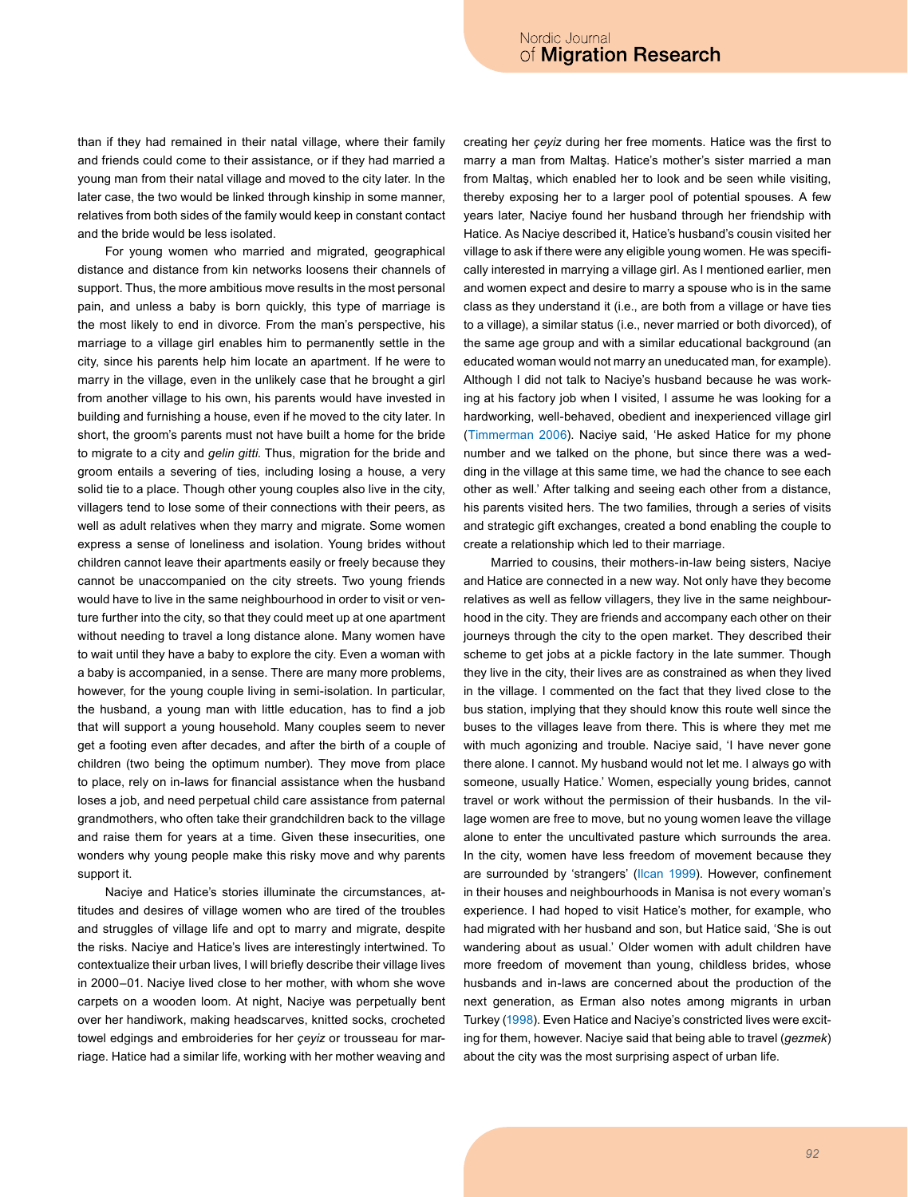than if they had remained in their natal village, where their family and friends could come to their assistance, or if they had married a young man from their natal village and moved to the city later. In the later case, the two would be linked through kinship in some manner, relatives from both sides of the family would keep in constant contact and the bride would be less isolated.

For young women who married and migrated, geographical distance and distance from kin networks loosens their channels of support. Thus, the more ambitious move results in the most personal pain, and unless a baby is born quickly, this type of marriage is the most likely to end in divorce. From the man's perspective, his marriage to a village girl enables him to permanently settle in the city, since his parents help him locate an apartment. If he were to marry in the village, even in the unlikely case that he brought a girl from another village to his own, his parents would have invested in building and furnishing a house, even if he moved to the city later. In short, the groom's parents must not have built a home for the bride to migrate to a city and *gelin gitti*. Thus, migration for the bride and groom entails a severing of ties, including losing a house, a very solid tie to a place. Though other young couples also live in the city, villagers tend to lose some of their connections with their peers, as well as adult relatives when they marry and migrate. Some women express a sense of loneliness and isolation. Young brides without children cannot leave their apartments easily or freely because they cannot be unaccompanied on the city streets. Two young friends would have to live in the same neighbourhood in order to visit or venture further into the city, so that they could meet up at one apartment without needing to travel a long distance alone. Many women have to wait until they have a baby to explore the city. Even a woman with a baby is accompanied, in a sense. There are many more problems, however, for the young couple living in semi-isolation. In particular, the husband, a young man with little education, has to find a job that will support a young household. Many couples seem to never get a footing even after decades, and after the birth of a couple of children (two being the optimum number). They move from place to place, rely on in-laws for financial assistance when the husband loses a job, and need perpetual child care assistance from paternal grandmothers, who often take their grandchildren back to the village and raise them for years at a time. Given these insecurities, one wonders why young people make this risky move and why parents support it.

Naciye and Hatice's stories illuminate the circumstances, attitudes and desires of village women who are tired of the troubles and struggles of village life and opt to marry and migrate, despite the risks. Naciye and Hatice's lives are interestingly intertwined. To contextualize their urban lives, I will briefly describe their village lives in 2000–01. Naciye lived close to her mother, with whom she wove carpets on a wooden loom. At night, Naciye was perpetually bent over her handiwork, making headscarves, knitted socks, crocheted towel edgings and embroideries for her *çeyiz* or trousseau for marriage. Hatice had a similar life, working with her mother weaving and creating her *çeyiz* during her free moments. Hatice was the first to marry a man from Maltaş. Hatice's mother's sister married a man from Maltaş, which enabled her to look and be seen while visiting, thereby exposing her to a larger pool of potential spouses. A few years later, Naciye found her husband through her friendship with Hatice. As Naciye described it, Hatice's husband's cousin visited her village to ask if there were any eligible young women. He was specifically interested in marrying a village girl. As I mentioned earlier, men and women expect and desire to marry a spouse who is in the same class as they understand it (i.e., are both from a village or have ties to a village), a similar status (i.e., never married or both divorced), of the same age group and with a similar educational background (an educated woman would not marry an uneducated man, for example). Although I did not talk to Naciye's husband because he was working at his factory job when I visited, I assume he was looking for a hardworking, well-behaved, obedient and inexperienced village girl (Timmerman 2006). Naciye said, 'He asked Hatice for my phone number and we talked on the phone, but since there was a wedding in the village at this same time, we had the chance to see each other as well.' After talking and seeing each other from a distance, his parents visited hers. The two families, through a series of visits and strategic gift exchanges, created a bond enabling the couple to create a relationship which led to their marriage.

Married to cousins, their mothers-in-law being sisters, Naciye and Hatice are connected in a new way. Not only have they become relatives as well as fellow villagers, they live in the same neighbourhood in the city. They are friends and accompany each other on their journeys through the city to the open market. They described their scheme to get jobs at a pickle factory in the late summer. Though they live in the city, their lives are as constrained as when they lived in the village. I commented on the fact that they lived close to the bus station, implying that they should know this route well since the buses to the villages leave from there. This is where they met me with much agonizing and trouble. Naciye said, 'I have never gone there alone. I cannot. My husband would not let me. I always go with someone, usually Hatice.' Women, especially young brides, cannot travel or work without the permission of their husbands. In the village women are free to move, but no young women leave the village alone to enter the uncultivated pasture which surrounds the area. In the city, women have less freedom of movement because they are surrounded by 'strangers' (Ilcan 1999). However, confinement in their houses and neighbourhoods in Manisa is not every woman's experience. I had hoped to visit Hatice's mother, for example, who had migrated with her husband and son, but Hatice said, 'She is out wandering about as usual.' Older women with adult children have more freedom of movement than young, childless brides, whose husbands and in-laws are concerned about the production of the next generation, as Erman also notes among migrants in urban Turkey (1998). Even Hatice and Naciye's constricted lives were exciting for them, however. Naciye said that being able to travel (*gezmek*) about the city was the most surprising aspect of urban life.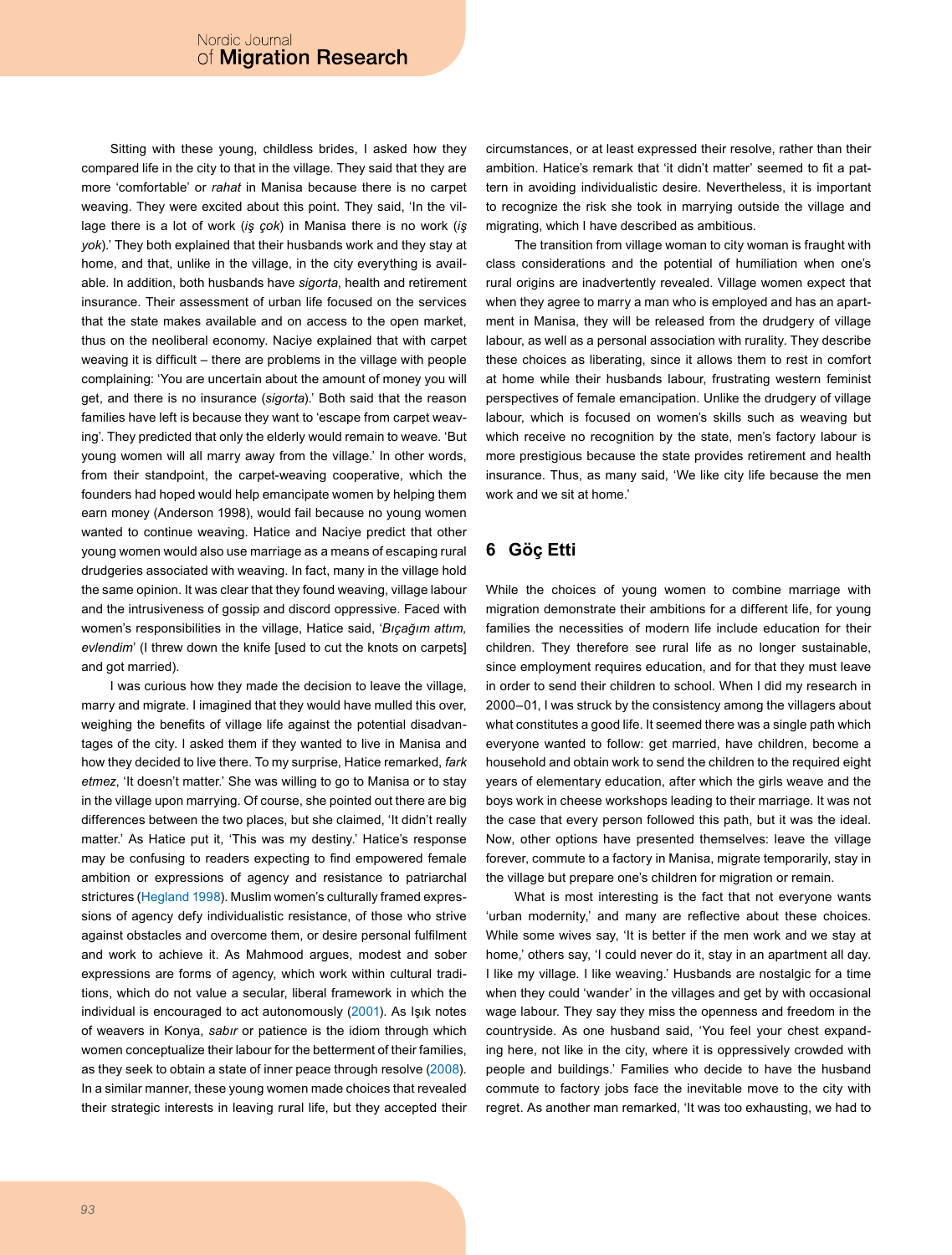Sitting with these young, childless brides, I asked how they compared life in the city to that in the village. They said that they are more 'comfortable' or *rahat* in Manisa because there is no carpet weaving. They were excited about this point. They said, 'In the village there is a lot of work (*iş çok*) in Manisa there is no work (*iş yok*).' They both explained that their husbands work and they stay at home, and that, unlike in the village, in the city everything is available. In addition, both husbands have *sigorta*, health and retirement insurance. Their assessment of urban life focused on the services that the state makes available and on access to the open market, thus on the neoliberal economy. Naciye explained that with carpet weaving it is difficult – there are problems in the village with people complaining: 'You are uncertain about the amount of money you will get, and there is no insurance (*sigorta*).' Both said that the reason families have left is because they want to 'escape from carpet weaving'. They predicted that only the elderly would remain to weave. 'But young women will all marry away from the village.' In other words, from their standpoint, the carpet-weaving cooperative, which the founders had hoped would help emancipate women by helping them earn money (Anderson 1998), would fail because no young women wanted to continue weaving. Hatice and Naciye predict that other young women would also use marriage as a means of escaping rural drudgeries associated with weaving. In fact, many in the village hold the same opinion. It was clear that they found weaving, village labour and the intrusiveness of gossip and discord oppressive. Faced with women's responsibilities in the village, Hatice said, '*Bıçağım attım, evlendim*' (I threw down the knife [used to cut the knots on carpets] and got married).

I was curious how they made the decision to leave the village, marry and migrate. I imagined that they would have mulled this over, weighing the benefits of village life against the potential disadvantages of the city. I asked them if they wanted to live in Manisa and how they decided to live there. To my surprise, Hatice remarked, *fark etmez*, 'It doesn't matter.' She was willing to go to Manisa or to stay in the village upon marrying. Of course, she pointed out there are big differences between the two places, but she claimed, 'It didn't really matter.' As Hatice put it, 'This was my destiny.' Hatice's response may be confusing to readers expecting to find empowered female ambition or expressions of agency and resistance to patriarchal strictures (Hegland 1998). Muslim women's culturally framed expressions of agency defy individualistic resistance, of those who strive against obstacles and overcome them, or desire personal fulfilment and work to achieve it. As Mahmood argues, modest and sober expressions are forms of agency, which work within cultural traditions, which do not value a secular, liberal framework in which the individual is encouraged to act autonomously (2001). As Işık notes of weavers in Konya, *sabır* or patience is the idiom through which women conceptualize their labour for the betterment of their families, as they seek to obtain a state of inner peace through resolve (2008). In a similar manner, these young women made choices that revealed their strategic interests in leaving rural life, but they accepted their circumstances, or at least expressed their resolve, rather than their ambition. Hatice's remark that 'it didn't matter' seemed to fit a pattern in avoiding individualistic desire. Nevertheless, it is important to recognize the risk she took in marrying outside the village and migrating, which I have described as ambitious.

The transition from village woman to city woman is fraught with class considerations and the potential of humiliation when one's rural origins are inadvertently revealed. Village women expect that when they agree to marry a man who is employed and has an apartment in Manisa, they will be released from the drudgery of village labour, as well as a personal association with rurality. They describe these choices as liberating, since it allows them to rest in comfort at home while their husbands labour, frustrating western feminist perspectives of female emancipation. Unlike the drudgery of village labour, which is focused on women's skills such as weaving but which receive no recognition by the state, men's factory labour is more prestigious because the state provides retirement and health insurance. Thus, as many said, 'We like city life because the men work and we sit at home.'

## 6 Göç Etti

While the choices of young women to combine marriage with migration demonstrate their ambitions for a different life, for young families the necessities of modern life include education for their children. They therefore see rural life as no longer sustainable, since employment requires education, and for that they must leave in order to send their children to school. When I did my research in 2000–01, I was struck by the consistency among the villagers about what constitutes a good life. It seemed there was a single path which everyone wanted to follow: get married, have children, become a household and obtain work to send the children to the required eight years of elementary education, after which the girls weave and the boys work in cheese workshops leading to their marriage. It was not the case that every person followed this path, but it was the ideal. Now, other options have presented themselves: leave the village forever, commute to a factory in Manisa, migrate temporarily, stay in the village but prepare one's children for migration or remain.

What is most interesting is the fact that not everyone wants 'urban modernity,' and many are reflective about these choices. While some wives say, 'It is better if the men work and we stay at home,' others say, 'I could never do it, stay in an apartment all day. I like my village. I like weaving.' Husbands are nostalgic for a time when they could 'wander' in the villages and get by with occasional wage labour. They say they miss the openness and freedom in the countryside. As one husband said, 'You feel your chest expanding here, not like in the city, where it is oppressively crowded with people and buildings.' Families who decide to have the husband commute to factory jobs face the inevitable move to the city with regret. As another man remarked, 'It was too exhausting, we had to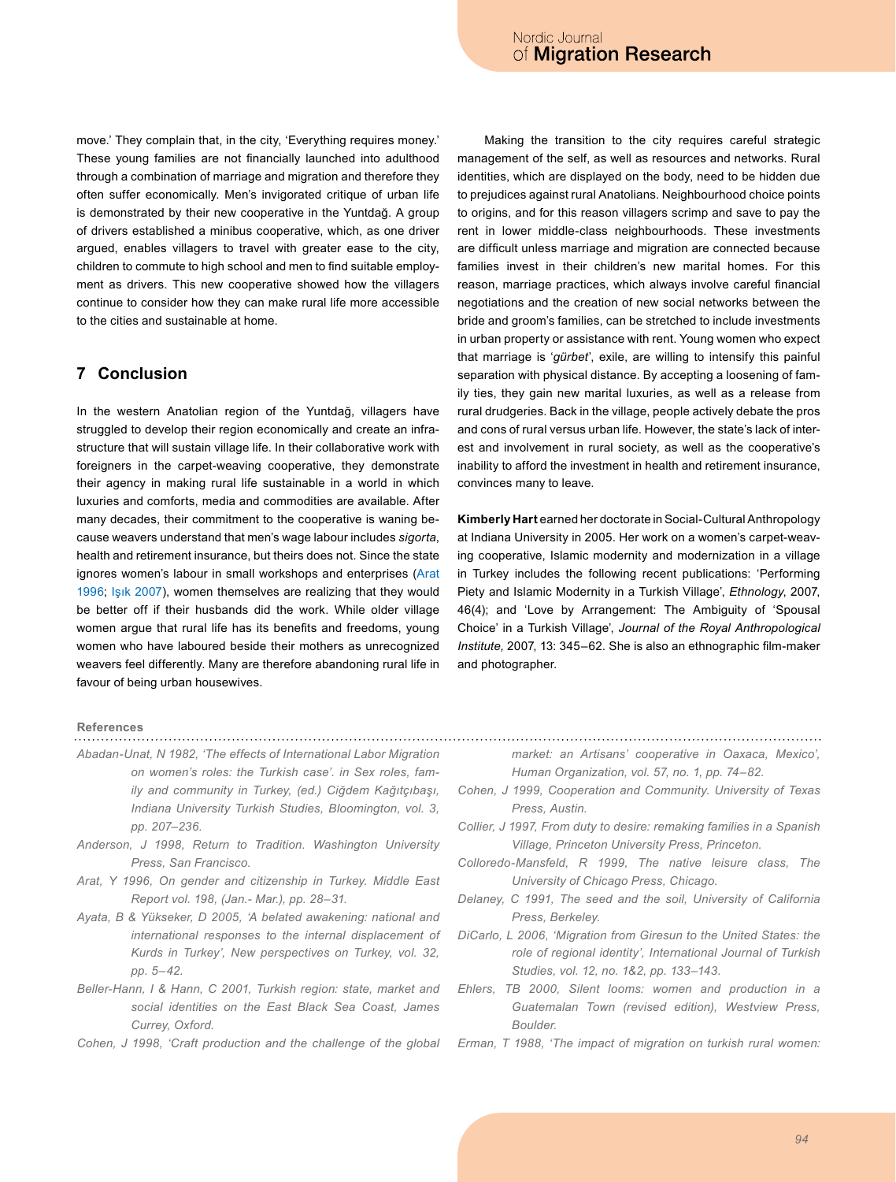move.' They complain that, in the city, 'Everything requires money.' These young families are not financially launched into adulthood through a combination of marriage and migration and therefore they often suffer economically. Men's invigorated critique of urban life is demonstrated by their new cooperative in the Yuntdağ. A group of drivers established a minibus cooperative, which, as one driver argued, enables villagers to travel with greater ease to the city, children to commute to high school and men to find suitable employment as drivers. This new cooperative showed how the villagers continue to consider how they can make rural life more accessible to the cities and sustainable at home.

## 7 Conclusion

In the western Anatolian region of the Yuntdağ, villagers have struggled to develop their region economically and create an infrastructure that will sustain village life. In their collaborative work with foreigners in the carpet-weaving cooperative, they demonstrate their agency in making rural life sustainable in a world in which luxuries and comforts, media and commodities are available. After many decades, their commitment to the cooperative is waning because weavers understand that men's wage labour includes *sigorta*, health and retirement insurance, but theirs does not. Since the state ignores women's labour in small workshops and enterprises (Arat 1996; Işık 2007), women themselves are realizing that they would be better off if their husbands did the work. While older village women argue that rural life has its benefits and freedoms, young women who have laboured beside their mothers as unrecognized weavers feel differently. Many are therefore abandoning rural life in favour of being urban housewives.

Making the transition to the city requires careful strategic management of the self, as well as resources and networks. Rural identities, which are displayed on the body, need to be hidden due to prejudices against rural Anatolians. Neighbourhood choice points to origins, and for this reason villagers scrimp and save to pay the rent in lower middle-class neighbourhoods. These investments are difficult unless marriage and migration are connected because families invest in their children's new marital homes. For this reason, marriage practices, which always involve careful financial negotiations and the creation of new social networks between the bride and groom's families, can be stretched to include investments in urban property or assistance with rent. Young women who expect that marriage is '*gürbet*', exile, are willing to intensify this painful separation with physical distance. By accepting a loosening of family ties, they gain new marital luxuries, as well as a release from rural drudgeries. Back in the village, people actively debate the pros and cons of rural versus urban life. However, the state's lack of interest and involvement in rural society, as well as the cooperative's inability to afford the investment in health and retirement insurance, convinces many to leave.

**Kimberly Hart** earned her doctorate in Social-Cultural Anthropology at Indiana University in 2005. Her work on a women's carpet-weaving cooperative, Islamic modernity and modernization in a village in Turkey includes the following recent publications: 'Performing Piety and Islamic Modernity in a Turkish Village', *Ethnology*, 2007, 46(4); and 'Love by Arrangement: The Ambiguity of 'Spousal Choice' in a Turkish Village', *Journal of the Royal Anthropological Institute,* 2007, 13: 345–62. She is also an ethnographic film-maker and photographer.

### References

*Abadan-Unat, N 1982, 'The effects of International Labor Migration on women's roles: the Turkish case'. in Sex roles, family and community in Turkey, (ed.) Ciğdem Kağıtçıbaşı, Indiana University Turkish Studies, Bloomington, vol. 3, pp. 207–236.*

*Anderson, J 1998, Return to Tradition. Washington University Press, San Francisco.*

*Arat, Y 1996, On gender and citizenship in Turkey. Middle East Report vol. 198, (Jan.- Mar.), pp. 28–31.*

*Ayata, B & Yükseker, D 2005, 'A belated awakening: national and international responses to the internal displacement of Kurds in Turkey', New perspectives on Turkey, vol. 32, pp. 5–42.*

*Beller-Hann, I & Hann, C 2001, Turkish region: state, market and social identities on the East Black Sea Coast, James Currey, Oxford.*

*Cohen, J 1998, 'Craft production and the challenge of the global market: an Artisans' cooperative in Oaxaca, Mexico', Human Organization, vol. 57, no. 1, pp. 74–82.*

*Cohen, J 1999, Cooperation and Community. University of Texas Press, Austin.*

*Collier, J 1997, From duty to desire: remaking families in a Spanish Village, Princeton University Press, Princeton.*

*Colloredo-Mansfeld, R 1999, The native leisure class, The University of Chicago Press, Chicago.*

*Delaney, C 1991, The seed and the soil, University of California Press, Berkeley.*

*DiCarlo, L 2006, 'Migration from Giresun to the United States: the role of regional identity', International Journal of Turkish Studies, vol. 12, no. 1&2, pp. 133–143.*

*Ehlers, TB 2000, Silent looms: women and production in a Guatemalan Town (revised edition), Westview Press, Boulder.*

*Erman, T 1988, 'The impact of migration on turkish rural women:*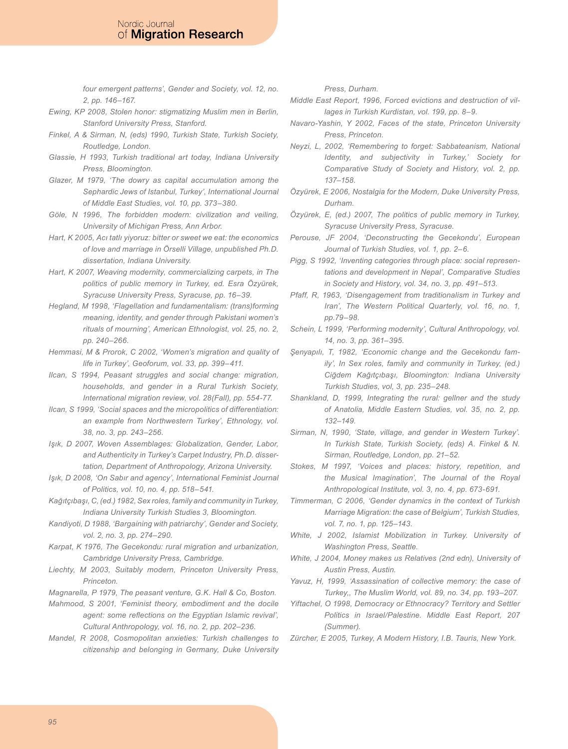four emergent patterns', Gender and Society, vol. 12, no. 2, pp. 146–167.

Ewing, KP 2008, Stolen honor: stigmatizing Muslim men in Berlin, Stanford University Press, Stanford.

Finkel, A & Sirman, N, (eds) 1990, Turkish State, Turkish Society, Routledge, London.

Glassie, H 1993, Turkish traditional art today, Indiana University Press, Bloomington.

Glazer, M 1979, 'The dowry as capital accumulation among the Sephardic Jews of Istanbul, Turkey', International Journal of Middle East Studies, vol. 10, pp. 373–380.

Göle, N 1996, The forbidden modern: civilization and veiling, University of Michigan Press, Ann Arbor.

Hart, K 2005, Acı tatlı yiyoruz: bitter or sweet we eat: the economics of love and marriage in Örselli Village, unpublished Ph.D. dissertation, Indiana University.

Hart, K 2007, Weaving modernity, commercializing carpets, in The politics of public memory in Turkey, ed. Esra Özyürek, Syracuse University Press, Syracuse, pp. 16–39.

Hegland, M 1998, 'Flagellation and fundamentalism: (trans)forming meaning, identity, and gender through Pakistani women's rituals of mourning', American Ethnologist, vol. 25, no. 2, pp. 240–266.

Hemmasi, M & Prorok, C 2002, 'Women's migration and quality of life in Turkey', Geoforum, vol. 33, pp. 399–411.

Ilcan, S 1994, Peasant struggles and social change: migration, households, and gender in a Rural Turkish Society, International migration review, vol. 28(Fall), pp. 554-77.

Ilcan, S 1999, 'Social spaces and the micropolitics of differentiation: an example from Northwestern Turkey', Ethnology, vol. 38, no. 3, pp. 243–256.

Işık, D 2007, Woven Assemblages: Globalization, Gender, Labor, and Authenticity in Turkey's Carpet Industry, Ph.D. dissertation, Department of Anthropology, Arizona University.

Işık, D 2008, 'On Sabır and agency', International Feminist Journal of Politics, vol. 10, no. 4, pp. 518–541.

Kağıtçıbaşı, C, (ed.) 1982, Sex roles, family and community in Turkey, Indiana University Turkish Studies 3, Bloomington.

Kandiyoti, D 1988, 'Bargaining with patriarchy', Gender and Society, vol. 2, no. 3, pp. 274–290.

Karpat, K 1976, The Gecekondu: rural migration and urbanization, Cambridge University Press, Cambridge.

Liechty, M 2003, Suitably modern, Princeton University Press, Princeton.

Magnarella, P 1979, The peasant venture, G.K. Hall & Co, Boston.

Mahmood, S 2001, 'Feminist theory, embodiment and the docile agent: some reflections on the Egyptian Islamic revival', Cultural Anthropology, vol. 16, no. 2, pp. 202–236.

Mandel, R 2008, Cosmopolitan anxieties: Turkish challenges to citizenship and belonging in Germany, Duke University Press, Durham.

Middle East Report, 1996, Forced evictions and destruction of villages in Turkish Kurdistan, vol. 199, pp. 8–9.

Navaro-Yashin, Y 2002, Faces of the state, Princeton University Press, Princeton.

Neyzi, L, 2002, 'Remembering to forget: Sabbateanism, National Identity, and subjectivity in Turkey,' Society for Comparative Study of Society and History, vol. 2, pp. 137–158.

Özyürek, E 2006, Nostalgia for the Modern, Duke University Press, Durham.

Özyürek, E, (ed.) 2007, The politics of public memory in Turkey, Syracuse University Press, Syracuse.

Perouse, JF 2004, 'Deconstructing the Gecekondu', European Journal of Turkish Studies, vol. 1, pp. 2–6.

Pigg, S 1992, 'Inventing categories through place: social representations and development in Nepal', Comparative Studies in Society and History, vol. 34, no. 3, pp. 491–513.

Pfaff, R, 1963, 'Disengagement from traditionalism in Turkey and Iran', The Western Political Quarterly, vol. 16, no. 1, pp.79–98.

Schein, L 1999, 'Performing modernity', Cultural Anthropology, vol. 14, no. 3, pp. 361–395.

Şenyapılı, T, 1982, 'Economic change and the Gecekondu family', In Sex roles, family and community in Turkey, (ed.) Ciğdem Kağıtçıbaşı, Bloomington: Indiana University Turkish Studies, vol, 3, pp. 235–248.

Shankland, D, 1999, Integrating the rural: gellner and the study of Anatolia, Middle Eastern Studies, vol. 35, no. 2, pp. 132–149.

Sirman, N, 1990, 'State, village, and gender in Western Turkey'. In Turkish State, Turkish Society, (eds) A. Finkel & N. Sirman, Routledge, London, pp. 21–52.

Stokes, M 1997, 'Voices and places: history, repetition, and the Musical Imagination', The Journal of the Royal Anthropological Institute, vol. 3, no. 4, pp. 673-691.

Timmerman, C 2006, 'Gender dynamics in the context of Turkish Marriage Migration: the case of Belgium', Turkish Studies, vol. 7, no. 1, pp. 125–143.

White, J 2002, Islamist Mobilization in Turkey. University of Washington Press, Seattle.

White, J 2004, Money makes us Relatives (2nd edn), University of Austin Press, Austin.

Yavuz, H, 1999, 'Assassination of collective memory: the case of Turkey,, The Muslim World, vol. 89, no. 34, pp. 193–207.

Yiftachel, O 1998, Democracy or Ethnocracy? Territory and Settler Politics in Israel/Palestine. Middle East Report, 207 (Summer).

Zürcher, E 2005, Turkey, A Modern History, I.B. Tauris, New York.